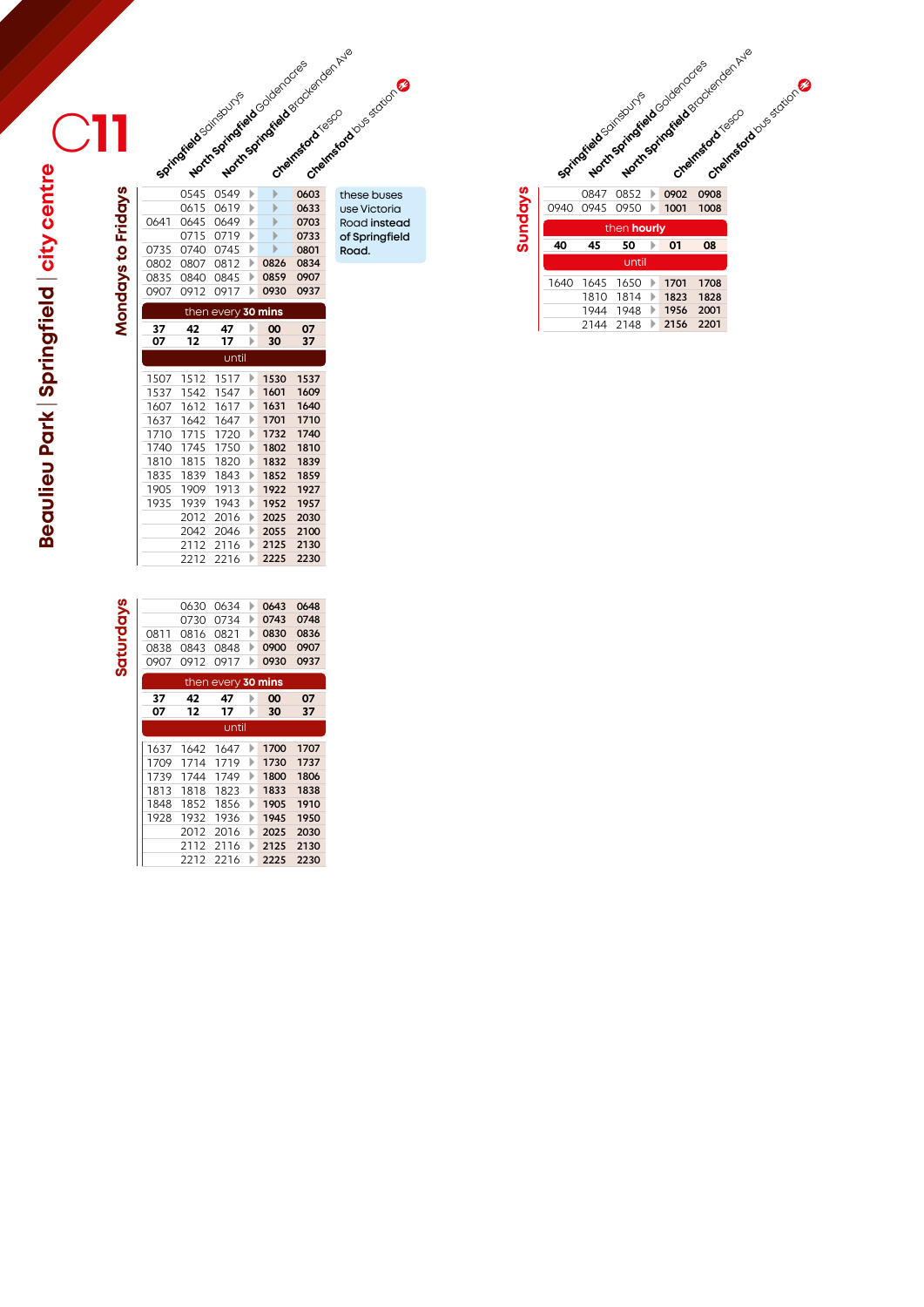# C11

## Beaulieu Park | Springfield | city centre

### Mondays to Fridays

| Springfield Sainsburys | North Springfield Goldenacres | North Springfield Brackenden Ave | Chelmsford Tesco | Chelmsford bus station |
|---|---|---|---|---|
| | 0545 | 0549 | ▶ | 0603 |
| | 0615 | 0619 | ▶ | 0633 |
| 0641 | 0645 | 0649 | ▶ | 0703 |
| | 0715 | 0719 | ▶ | 0733 |
| 0735 | 0740 | 0745 | ▶ | 0801 |
| 0802 | 0807 | 0812 | 0826 | 0834 |
| 0835 | 0840 | 0845 | 0859 | 0907 |
| 0907 | 0912 | 0917 | 0930 | 0937 |
| then every **30 mins** | | | | |
| **37** | **42** | **47** | **00** | **07** |
| **07** | **12** | **17** | **30** | **37** |
| until | | | | |
| 1507 | 1512 | 1517 | 1530 | 1537 |
| 1537 | 1542 | 1547 | 1601 | 1609 |
| 1607 | 1612 | 1617 | 1631 | 1640 |
| 1637 | 1642 | 1647 | 1701 | 1710 |
| 1710 | 1715 | 1720 | 1732 | 1740 |
| 1740 | 1745 | 1750 | 1802 | 1810 |
| 1810 | 1815 | 1820 | 1832 | 1839 |
| 1835 | 1839 | 1843 | 1852 | 1859 |
| 1905 | 1909 | 1913 | 1922 | 1927 |
| 1935 | 1939 | 1943 | 1952 | 1957 |
| | 2012 | 2016 | 2025 | 2030 |
| | 2042 | 2046 | 2055 | 2100 |
| | 2112 | 2116 | 2125 | 2130 |
| | 2212 | 2216 | 2225 | 2230 |

▶ these buses use Victoria Road instead of Springfield Road.

### Saturdays

| Springfield Sainsburys | North Springfield Goldenacres | North Springfield Brackenden Ave | Chelmsford Tesco | Chelmsford bus station |
|---|---|---|---|---|
| | 0630 | 0634 | 0643 | 0648 |
| | 0730 | 0734 | 0743 | 0748 |
| 0811 | 0816 | 0821 | 0830 | 0836 |
| 0838 | 0843 | 0848 | 0900 | 0907 |
| 0907 | 0912 | 0917 | 0930 | 0937 |
| then every **30 mins** | | | | |
| **37** | **42** | **47** | **00** | **07** |
| **07** | **12** | **17** | **30** | **37** |
| until | | | | |
| 1637 | 1642 | 1647 | 1700 | 1707 |
| 1709 | 1714 | 1719 | 1730 | 1737 |
| 1739 | 1744 | 1749 | 1800 | 1806 |
| 1813 | 1818 | 1823 | 1833 | 1838 |
| 1848 | 1852 | 1856 | 1905 | 1910 |
| 1928 | 1932 | 1936 | 1945 | 1950 |
| | 2012 | 2016 | 2025 | 2030 |
| | 2112 | 2116 | 2125 | 2130 |
| | 2212 | 2216 | 2225 | 2230 |

### Sundays

| Springfield Sainsburys | North Springfield Goldenacres | North Springfield Brackenden Ave | Chelmsford Tesco | Chelmsford bus station |
|---|---|---|---|---|
| | 0847 | 0852 | 0902 | 0908 |
| 0940 | 0945 | 0950 | 1001 | 1008 |
| then **hourly** | | | | |
| **40** | **45** | **50** | **01** | **08** |
| until | | | | |
| 1640 | 1645 | 1650 | 1701 | 1708 |
| | 1810 | 1814 | 1823 | 1828 |
| | 1944 | 1948 | 1956 | 2001 |
| | 2144 | 2148 | 2156 | 2201 |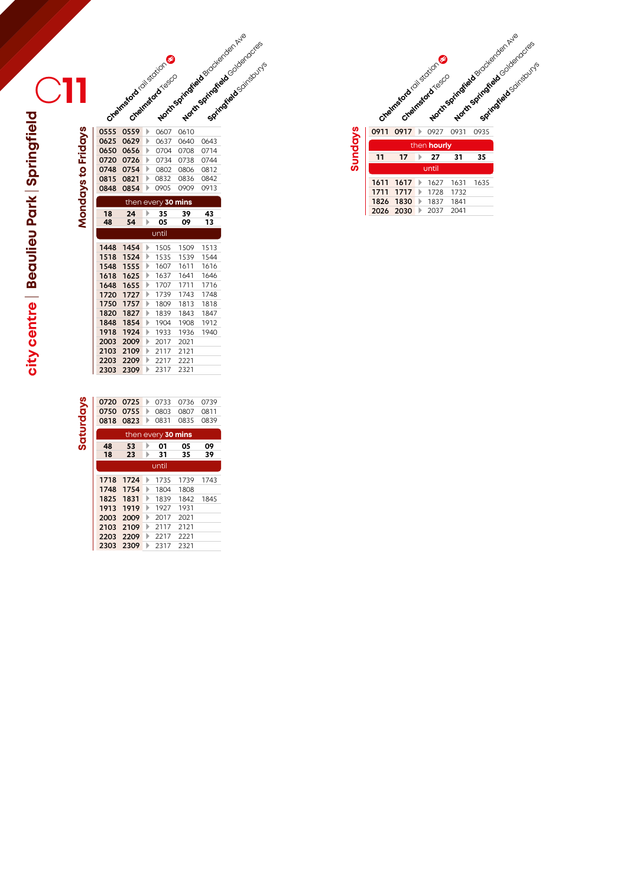# C11

## city centre | Beaulieu Park | Springfield

### Mondays to Fridays

| Chelmsford rail station | Chelmsford Tesco | | North Springfield Brackenden Ave | North Springfield Goldenacres | Springfield Sainsburys |
|---|---|---|---|---|---|
| 0555 | 0559 | ▶ | 0607 | 0610 | |
| 0625 | 0629 | ▶ | 0637 | 0640 | 0643 |
| 0650 | 0656 | ▶ | 0704 | 0708 | 0714 |
| 0720 | 0726 | ▶ | 0734 | 0738 | 0744 |
| 0748 | 0754 | ▶ | 0802 | 0806 | 0812 |
| 0815 | 0821 | ▶ | 0832 | 0836 | 0842 |
| 0848 | 0854 | ▶ | 0905 | 0909 | 0913 |
| then every **30 mins** | | | | | |
| 18 | 24 | ▶ | 35 | 39 | 43 |
| 48 | 54 | ▶ | 05 | 09 | 13 |
| until | | | | | |
| 1448 | 1454 | ▶ | 1505 | 1509 | 1513 |
| 1518 | 1524 | ▶ | 1535 | 1539 | 1544 |
| 1548 | 1555 | ▶ | 1607 | 1611 | 1616 |
| 1618 | 1625 | ▶ | 1637 | 1641 | 1646 |
| 1648 | 1655 | ▶ | 1707 | 1711 | 1716 |
| 1720 | 1727 | ▶ | 1739 | 1743 | 1748 |
| 1750 | 1757 | ▶ | 1809 | 1813 | 1818 |
| 1820 | 1827 | ▶ | 1839 | 1843 | 1847 |
| 1848 | 1854 | ▶ | 1904 | 1908 | 1912 |
| 1918 | 1924 | ▶ | 1933 | 1936 | 1940 |
| 2003 | 2009 | ▶ | 2017 | 2021 | |
| 2103 | 2109 | ▶ | 2117 | 2121 | |
| 2203 | 2209 | ▶ | 2217 | 2221 | |
| 2303 | 2309 | ▶ | 2317 | 2321 | |

### Saturdays

| Chelmsford rail station | Chelmsford Tesco | | North Springfield Brackenden Ave | North Springfield Goldenacres | Springfield Sainsburys |
|---|---|---|---|---|---|
| 0720 | 0725 | ▶ | 0733 | 0736 | 0739 |
| 0750 | 0755 | ▶ | 0803 | 0807 | 0811 |
| 0818 | 0823 | ▶ | 0831 | 0835 | 0839 |
| then every **30 mins** | | | | | |
| 48 | 53 | ▶ | 01 | 05 | 09 |
| 18 | 23 | ▶ | 31 | 35 | 39 |
| until | | | | | |
| 1718 | 1724 | ▶ | 1735 | 1739 | 1743 |
| 1748 | 1754 | ▶ | 1804 | 1808 | |
| 1825 | 1831 | ▶ | 1839 | 1842 | 1845 |
| 1913 | 1919 | ▶ | 1927 | 1931 | |
| 2003 | 2009 | ▶ | 2017 | 2021 | |
| 2103 | 2109 | ▶ | 2117 | 2121 | |
| 2203 | 2209 | ▶ | 2217 | 2221 | |
| 2303 | 2309 | ▶ | 2317 | 2321 | |

### Sundays

| Chelmsford rail station | Chelmsford Tesco | | North Springfield Brackenden Ave | North Springfield Goldenacres | Springfield Sainsburys |
|---|---|---|---|---|---|
| 0911 | 0917 | ▶ | 0927 | 0931 | 0935 |
| then **hourly** | | | | | |
| 11 | 17 | ▶ | 27 | 31 | 35 |
| until | | | | | |
| 1611 | 1617 | ▶ | 1627 | 1631 | 1635 |
| 1711 | 1717 | ▶ | 1728 | 1732 | |
| 1826 | 1830 | ▶ | 1837 | 1841 | |
| 2026 | 2030 | ▶ | 2037 | 2041 | |